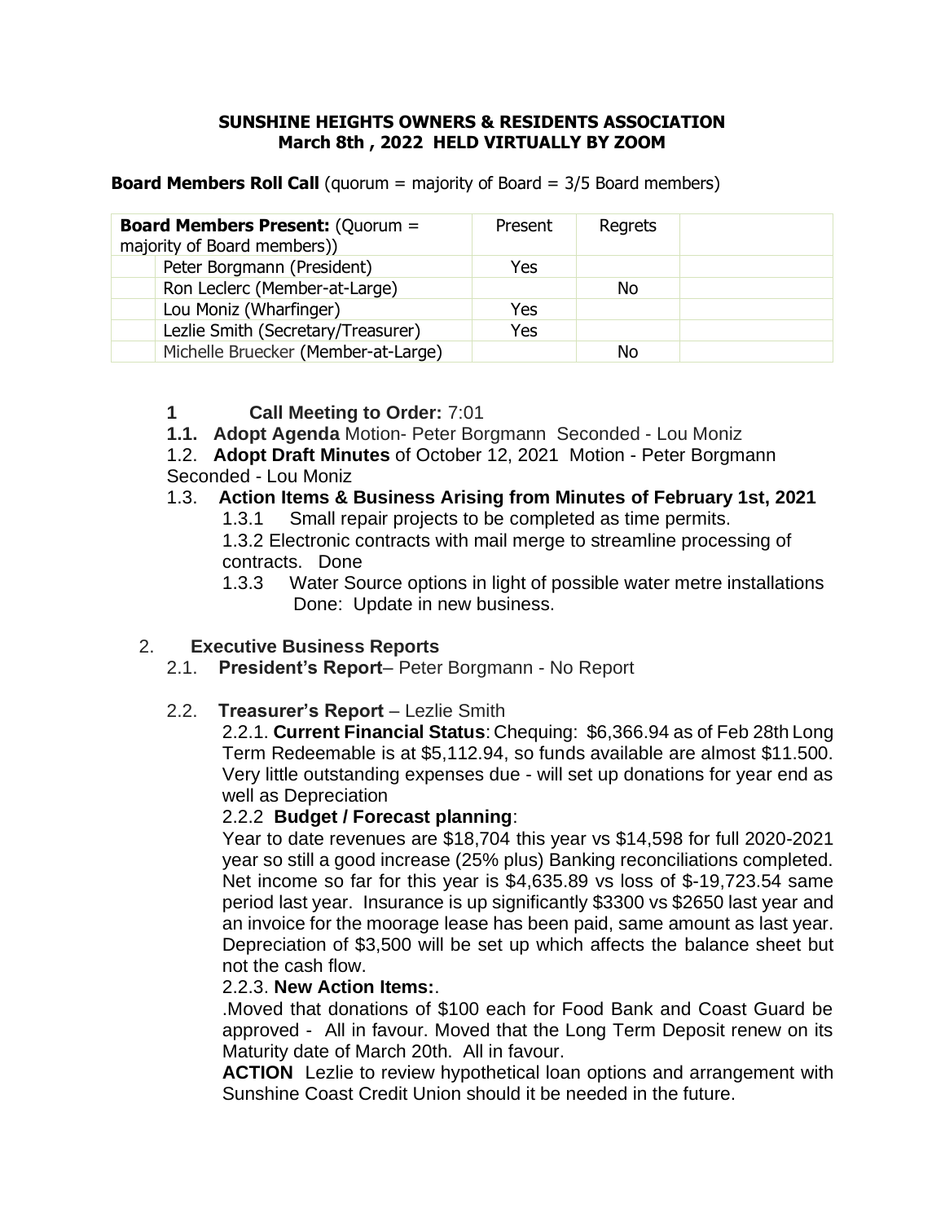**SUNSHINE HEIGHTS OWNERS & RESIDENTS ASSOCIATION**
**March 8th , 2022 HELD VIRTUALLY BY ZOOM**

**Board Members Roll Call** (quorum = majority of Board = 3/5 Board members)

| **Board Members Present:** (Quorum = majority of Board members)) | | Present | Regrets | |
|---|---|---|---|---|
| | Peter Borgmann (President) | Yes | | |
| | Ron Leclerc (Member-at-Large) | | No | |
| | Lou Moniz (Wharfinger) | Yes | | |
| | Lezlie Smith (Secretary/Treasurer) | Yes | | |
| | Michelle Bruecker (Member-at-Large) | | No | |

**1 Call Meeting to Order:** 7:01

**1.1. Adopt Agenda** Motion- Peter Borgmann Seconded - Lou Moniz

1.2. **Adopt Draft Minutes** of October 12, 2021 Motion - Peter Borgmann Seconded - Lou Moniz

1.3. **Action Items & Business Arising from Minutes of February 1st, 2021**

- 1.3.1 Small repair projects to be completed as time permits.
- 1.3.2 Electronic contracts with mail merge to streamline processing of contracts. Done
- 1.3.3 Water Source options in light of possible water metre installations Done: Update in new business.

2. **Executive Business Reports**

2.1. **President's Report**– Peter Borgmann - No Report

2.2. **Treasurer's Report** – Lezlie Smith

2.2.1. **Current Financial Status**: Chequing: $6,366.94 as of Feb 28th Long Term Redeemable is at $5,112.94, so funds available are almost $11.500. Very little outstanding expenses due - will set up donations for year end as well as Depreciation

2.2.2 **Budget / Forecast planning**:

Year to date revenues are $18,704 this year vs $14,598 for full 2020-2021 year so still a good increase (25% plus) Banking reconciliations completed. Net income so far for this year is $4,635.89 vs loss of $-19,723.54 same period last year. Insurance is up significantly $3300 vs $2650 last year and an invoice for the moorage lease has been paid, same amount as last year. Depreciation of $3,500 will be set up which affects the balance sheet but not the cash flow.

2.2.3. **New Action Items:**.

.Moved that donations of $100 each for Food Bank and Coast Guard be approved - All in favour. Moved that the Long Term Deposit renew on its Maturity date of March 20th. All in favour.

**ACTION** Lezlie to review hypothetical loan options and arrangement with Sunshine Coast Credit Union should it be needed in the future.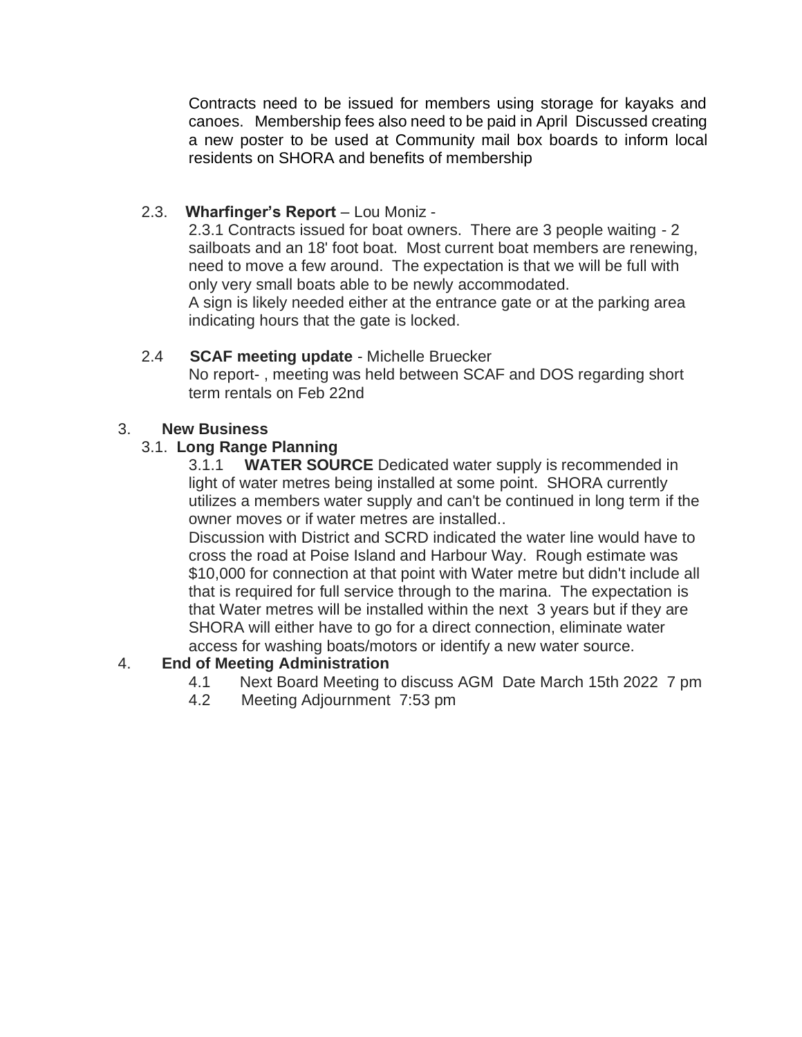Contracts need to be issued for members using storage for kayaks and canoes. Membership fees also need to be paid in April Discussed creating a new poster to be used at Community mail box boards to inform local residents on SHORA and benefits of membership

2.3. **Wharfinger's Report** – Lou Moniz -

2.3.1 Contracts issued for boat owners. There are 3 people waiting - 2 sailboats and an 18' foot boat. Most current boat members are renewing, need to move a few around. The expectation is that we will be full with only very small boats able to be newly accommodated.
A sign is likely needed either at the entrance gate or at the parking area indicating hours that the gate is locked.

2.4 **SCAF meeting update** - Michelle Bruecker

No report- , meeting was held between SCAF and DOS regarding short term rentals on Feb 22nd

3. **New Business**

3.1. **Long Range Planning**

3.1.1 **WATER SOURCE** Dedicated water supply is recommended in light of water metres being installed at some point. SHORA currently utilizes a members water supply and can't be continued in long term if the owner moves or if water metres are installed..
Discussion with District and SCRD indicated the water line would have to cross the road at Poise Island and Harbour Way. Rough estimate was $10,000 for connection at that point with Water metre but didn't include all that is required for full service through to the marina. The expectation is that Water metres will be installed within the next 3 years but if they are SHORA will either have to go for a direct connection, eliminate water access for washing boats/motors or identify a new water source.

4. **End of Meeting Administration**

4.1 Next Board Meeting to discuss AGM Date March 15th 2022 7 pm

4.2 Meeting Adjournment 7:53 pm